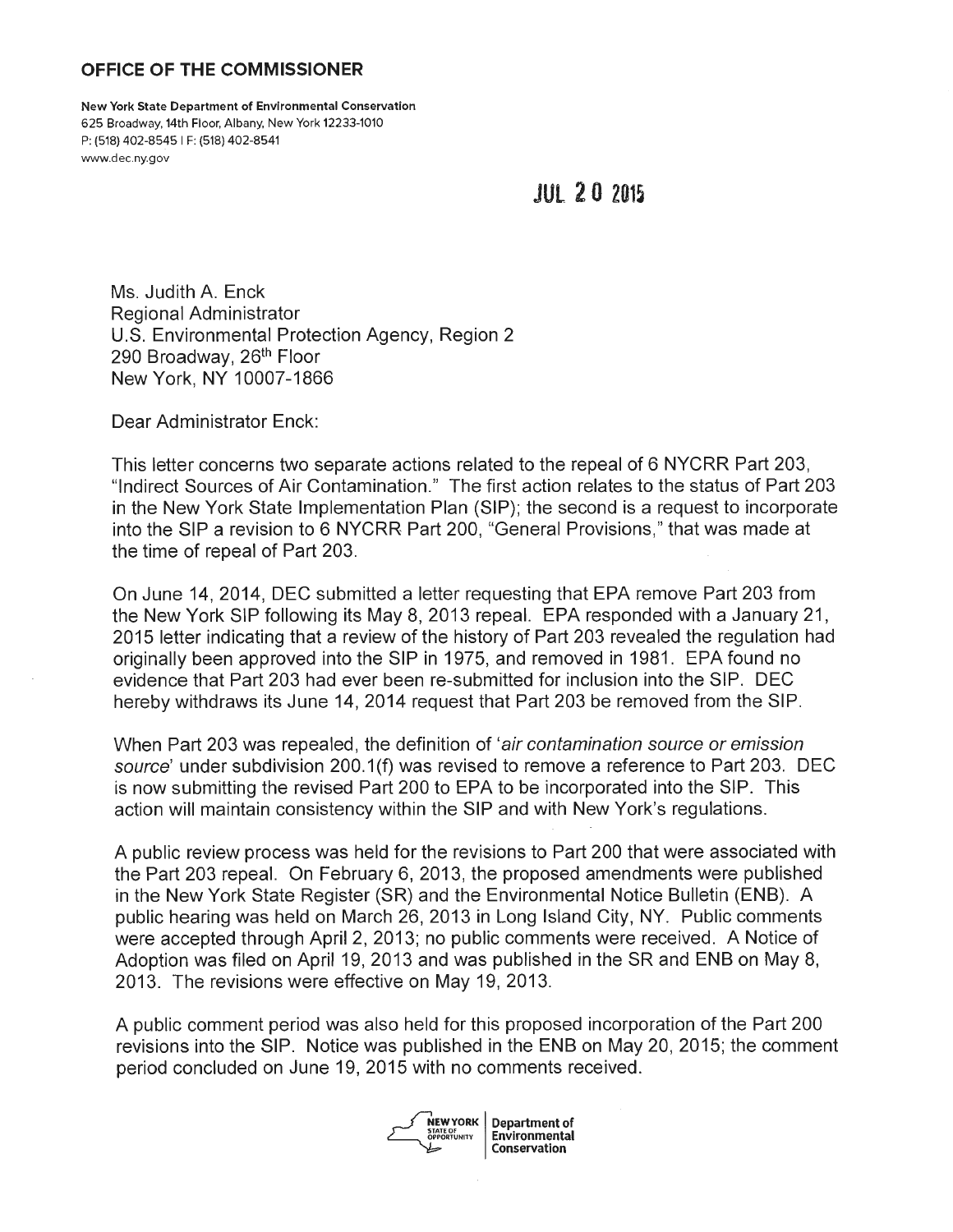**OFFICE OF THE COMMISSIONER**

**New York State Department of Environmental Conservation**
625 Broadway, 14th Floor, Albany, New York 12233-1010
P: (518) 402-8545 | F: (518) 402-8541
www.dec.ny.gov

JUL 20 2015

Ms. Judith A. Enck
Regional Administrator
U.S. Environmental Protection Agency, Region 2
290 Broadway, 26th Floor
New York, NY 10007-1866

Dear Administrator Enck:

This letter concerns two separate actions related to the repeal of 6 NYCRR Part 203, "Indirect Sources of Air Contamination." The first action relates to the status of Part 203 in the New York State Implementation Plan (SIP); the second is a request to incorporate into the SIP a revision to 6 NYCRR Part 200, "General Provisions," that was made at the time of repeal of Part 203.

On June 14, 2014, DEC submitted a letter requesting that EPA remove Part 203 from the New York SIP following its May 8, 2013 repeal. EPA responded with a January 21, 2015 letter indicating that a review of the history of Part 203 revealed the regulation had originally been approved into the SIP in 1975, and removed in 1981. EPA found no evidence that Part 203 had ever been re-submitted for inclusion into the SIP. DEC hereby withdraws its June 14, 2014 request that Part 203 be removed from the SIP.

When Part 203 was repealed, the definition of '*air contamination source or emission source*' under subdivision 200.1(f) was revised to remove a reference to Part 203. DEC is now submitting the revised Part 200 to EPA to be incorporated into the SIP. This action will maintain consistency within the SIP and with New York's regulations.

A public review process was held for the revisions to Part 200 that were associated with the Part 203 repeal. On February 6, 2013, the proposed amendments were published in the New York State Register (SR) and the Environmental Notice Bulletin (ENB). A public hearing was held on March 26, 2013 in Long Island City, NY. Public comments were accepted through April 2, 2013; no public comments were received. A Notice of Adoption was filed on April 19, 2013 and was published in the SR and ENB on May 8, 2013. The revisions were effective on May 19, 2013.

A public comment period was also held for this proposed incorporation of the Part 200 revisions into the SIP. Notice was published in the ENB on May 20, 2015; the comment period concluded on June 19, 2015 with no comments received.

NEW YORK STATE OF OPPORTUNITY | Department of Environmental Conservation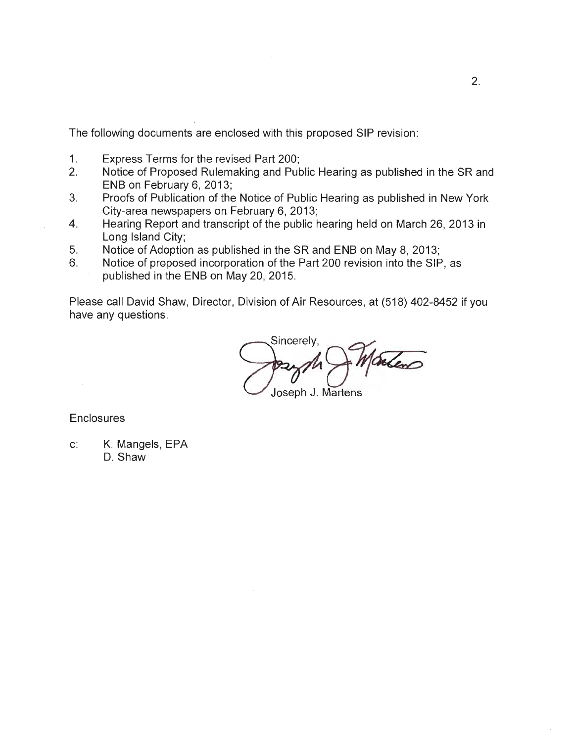The following documents are enclosed with this proposed SIP revision:

1. Express Terms for the revised Part 200;
2. Notice of Proposed Rulemaking and Public Hearing as published in the SR and ENB on February 6, 2013;
3. Proofs of Publication of the Notice of Public Hearing as published in New York City-area newspapers on February 6, 2013;
4. Hearing Report and transcript of the public hearing held on March 26, 2013 in Long Island City;
5. Notice of Adoption as published in the SR and ENB on May 8, 2013;
6. Notice of proposed incorporation of the Part 200 revision into the SIP, as published in the ENB on May 20, 2015.

Please call David Shaw, Director, Division of Air Resources, at (518) 402-8452 if you have any questions.

Sincerely,

Joseph J. Martens

Enclosures

c: K. Mangels, EPA
D. Shaw